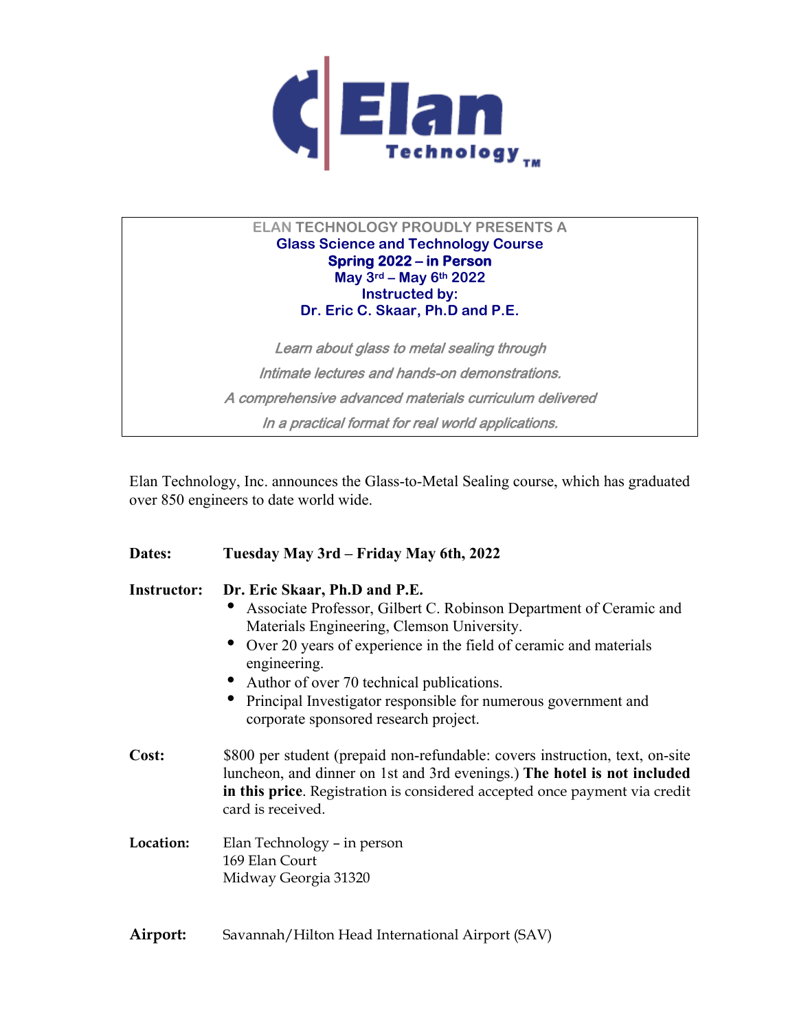**Elan Technology™**

ELAN TECHNOLOGY PROUDLY PRESENTS A

**Glass Science and Technology Course**

**Spring 2022 – in Person**

**May 3rd – May 6th 2022**

**Instructed by:**

**Dr. Eric C. Skaar, Ph.D and P.E.**

*Learn about glass to metal sealing through*

*Intimate lectures and hands-on demonstrations.*

*A comprehensive advanced materials curriculum delivered*

*In a practical format for real world applications.*

Elan Technology, Inc. announces the Glass-to-Metal Sealing course, which has graduated over 850 engineers to date world wide.

**Dates:** **Tuesday May 3rd – Friday May 6th, 2022**

**Instructor:** **Dr. Eric Skaar, Ph.D and P.E.**

- Associate Professor, Gilbert C. Robinson Department of Ceramic and Materials Engineering, Clemson University.
- Over 20 years of experience in the field of ceramic and materials engineering.
- Author of over 70 technical publications.
- Principal Investigator responsible for numerous government and corporate sponsored research project.

**Cost:** $800 per student (prepaid non-refundable: covers instruction, text, on-site luncheon, and dinner on 1st and 3rd evenings.) **The hotel is not included in this price**. Registration is considered accepted once payment via credit card is received.

**Location:** Elan Technology – in person
169 Elan Court
Midway Georgia 31320

**Airport:** Savannah/Hilton Head International Airport (SAV)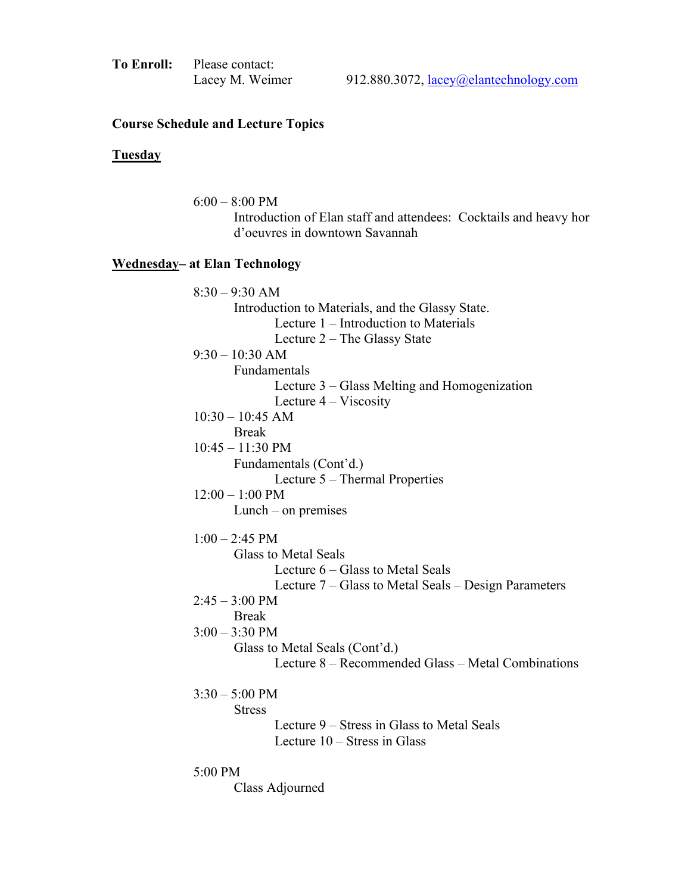**To Enroll:** Please contact:
Lacey M. Weimer 912.880.3072, lacey@elantechnology.com

**Course Schedule and Lecture Topics**

**Tuesday**

6:00 – 8:00 PM
Introduction of Elan staff and attendees: Cocktails and heavy hor d'oeuvres in downtown Savannah

**Wednesday– at Elan Technology**

8:30 – 9:30 AM
Introduction to Materials, and the Glassy State.
- Lecture 1 – Introduction to Materials
- Lecture 2 – The Glassy State

9:30 – 10:30 AM
Fundamentals
- Lecture 3 – Glass Melting and Homogenization
- Lecture 4 – Viscosity

10:30 – 10:45 AM
Break

10:45 – 11:30 PM
Fundamentals (Cont'd.)
- Lecture 5 – Thermal Properties

12:00 – 1:00 PM
Lunch – on premises

1:00 – 2:45 PM
Glass to Metal Seals
- Lecture 6 – Glass to Metal Seals
- Lecture 7 – Glass to Metal Seals – Design Parameters

2:45 – 3:00 PM
Break

3:00 – 3:30 PM
Glass to Metal Seals (Cont'd.)
- Lecture 8 – Recommended Glass – Metal Combinations

3:30 – 5:00 PM
Stress
- Lecture 9 – Stress in Glass to Metal Seals
- Lecture 10 – Stress in Glass

5:00 PM
Class Adjourned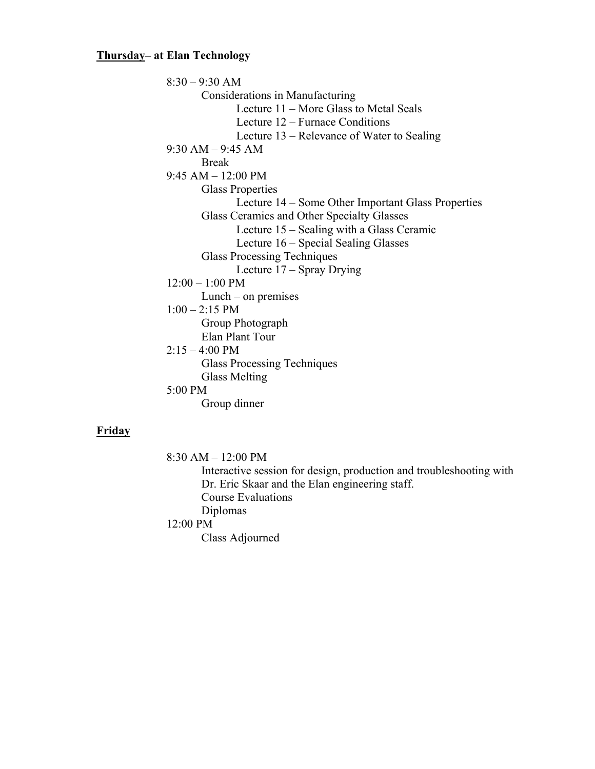**<u>Thursday</u>– at Elan Technology**

- 8:30 – 9:30 AM
  - Considerations in Manufacturing
    - Lecture 11 – More Glass to Metal Seals
    - Lecture 12 – Furnace Conditions
    - Lecture 13 – Relevance of Water to Sealing
- 9:30 AM – 9:45 AM
  - Break
- 9:45 AM – 12:00 PM
  - Glass Properties
    - Lecture 14 – Some Other Important Glass Properties
  - Glass Ceramics and Other Specialty Glasses
    - Lecture 15 – Sealing with a Glass Ceramic
    - Lecture 16 – Special Sealing Glasses
  - Glass Processing Techniques
    - Lecture 17 – Spray Drying
- 12:00 – 1:00 PM
  - Lunch – on premises
- 1:00 – 2:15 PM
  - Group Photograph
  - Elan Plant Tour
- 2:15 – 4:00 PM
  - Glass Processing Techniques
  - Glass Melting
- 5:00 PM
  - Group dinner

**<u>Friday</u>**

- 8:30 AM – 12:00 PM
  - Interactive session for design, production and troubleshooting with Dr. Eric Skaar and the Elan engineering staff.
  - Course Evaluations
  - Diplomas
- 12:00 PM
  - Class Adjourned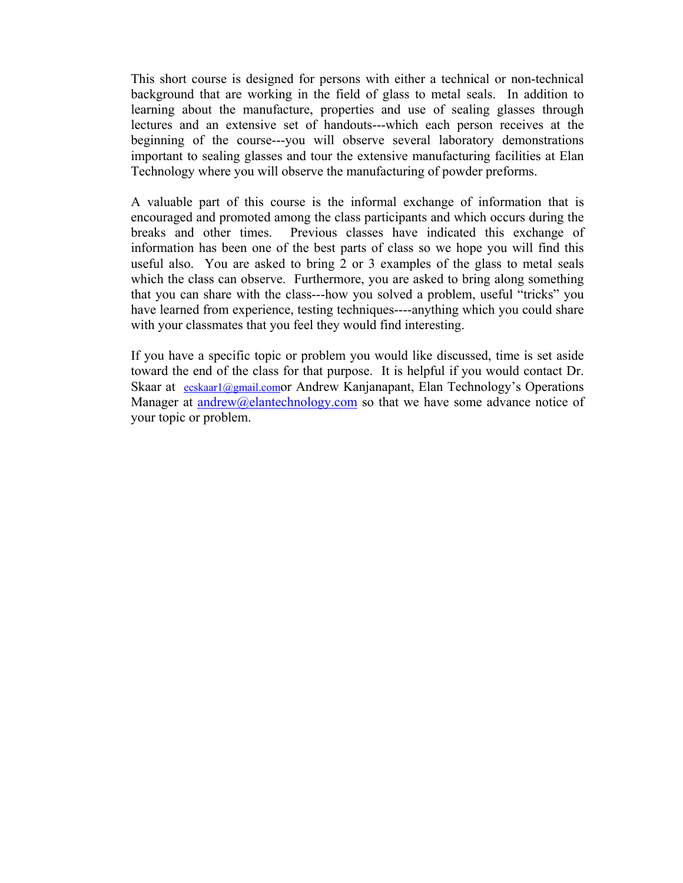This short course is designed for persons with either a technical or non-technical background that are working in the field of glass to metal seals. In addition to learning about the manufacture, properties and use of sealing glasses through lectures and an extensive set of handouts---which each person receives at the beginning of the course---you will observe several laboratory demonstrations important to sealing glasses and tour the extensive manufacturing facilities at Elan Technology where you will observe the manufacturing of powder preforms.

A valuable part of this course is the informal exchange of information that is encouraged and promoted among the class participants and which occurs during the breaks and other times. Previous classes have indicated this exchange of information has been one of the best parts of class so we hope you will find this useful also. You are asked to bring 2 or 3 examples of the glass to metal seals which the class can observe. Furthermore, you are asked to bring along something that you can share with the class---how you solved a problem, useful "tricks" you have learned from experience, testing techniques----anything which you could share with your classmates that you feel they would find interesting.

If you have a specific topic or problem you would like discussed, time is set aside toward the end of the class for that purpose. It is helpful if you would contact Dr. Skaar at ecskaar1@gmail.comor Andrew Kanjanapant, Elan Technology's Operations Manager at andrew@elantechnology.com so that we have some advance notice of your topic or problem.